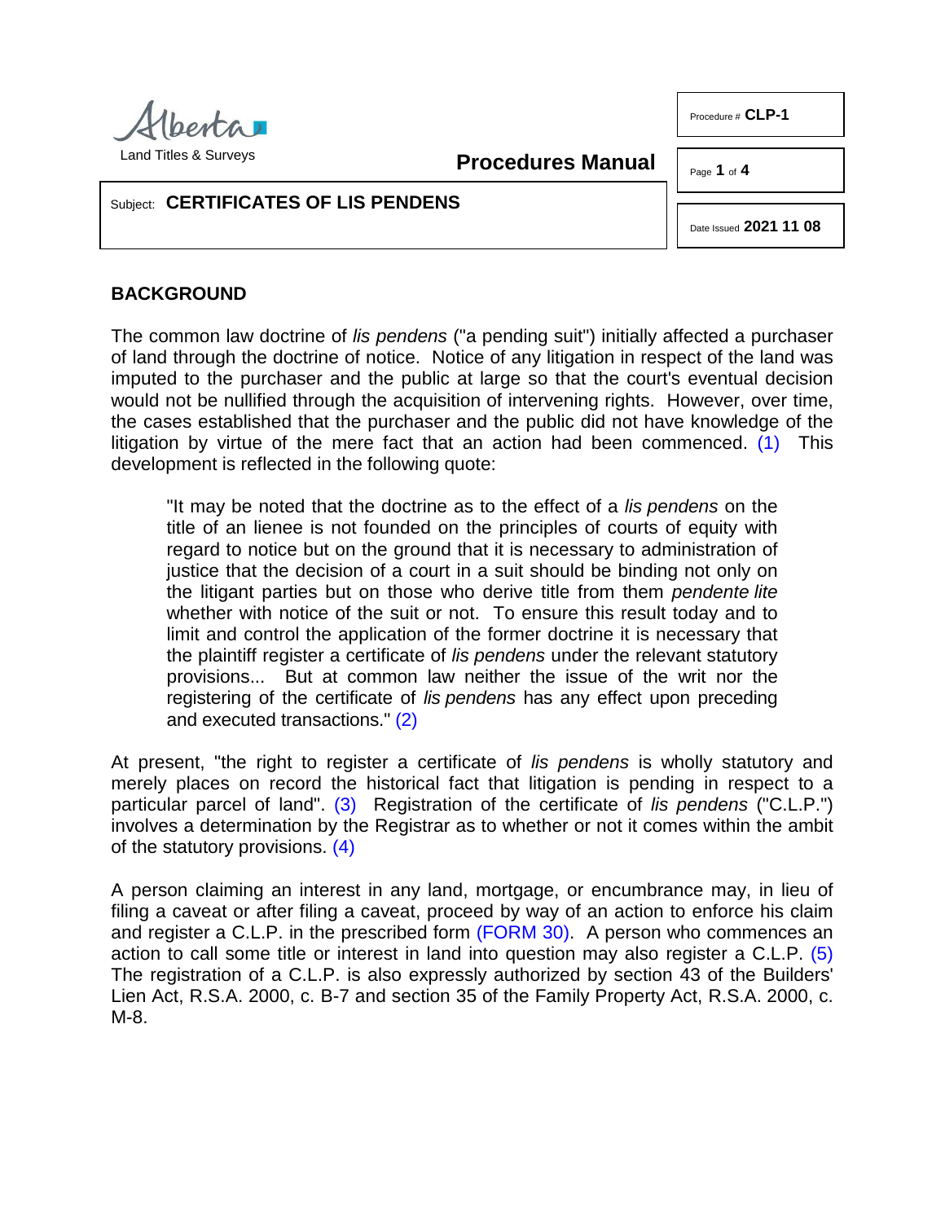Alberta
Land Titles & Surveys

**Procedures Manual**

Procedure # **CLP-1**

Date Issued **2021 11 08**

Subject: **CERTIFICATES OF LIS PENDENS**

## BACKGROUND

The common law doctrine of *lis pendens* ("a pending suit") initially affected a purchaser of land through the doctrine of notice. Notice of any litigation in respect of the land was imputed to the purchaser and the public at large so that the court's eventual decision would not be nullified through the acquisition of intervening rights. However, over time, the cases established that the purchaser and the public did not have knowledge of the litigation by virtue of the mere fact that an action had been commenced. (1) This development is reflected in the following quote:

> "It may be noted that the doctrine as to the effect of a *lis pendens* on the title of an lienee is not founded on the principles of courts of equity with regard to notice but on the ground that it is necessary to administration of justice that the decision of a court in a suit should be binding not only on the litigant parties but on those who derive title from them *pendente lite* whether with notice of the suit or not. To ensure this result today and to limit and control the application of the former doctrine it is necessary that the plaintiff register a certificate of *lis pendens* under the relevant statutory provisions... But at common law neither the issue of the writ nor the registering of the certificate of *lis pendens* has any effect upon preceding and executed transactions." (2)

At present, "the right to register a certificate of *lis pendens* is wholly statutory and merely places on record the historical fact that litigation is pending in respect to a particular parcel of land". (3) Registration of the certificate of *lis pendens* ("C.L.P.") involves a determination by the Registrar as to whether or not it comes within the ambit of the statutory provisions. (4)

A person claiming an interest in any land, mortgage, or encumbrance may, in lieu of filing a caveat or after filing a caveat, proceed by way of an action to enforce his claim and register a C.L.P. in the prescribed form (FORM 30). A person who commences an action to call some title or interest in land into question may also register a C.L.P. (5) The registration of a C.L.P. is also expressly authorized by section 43 of the Builders' Lien Act, R.S.A. 2000, c. B-7 and section 35 of the Family Property Act, R.S.A. 2000, c. M-8.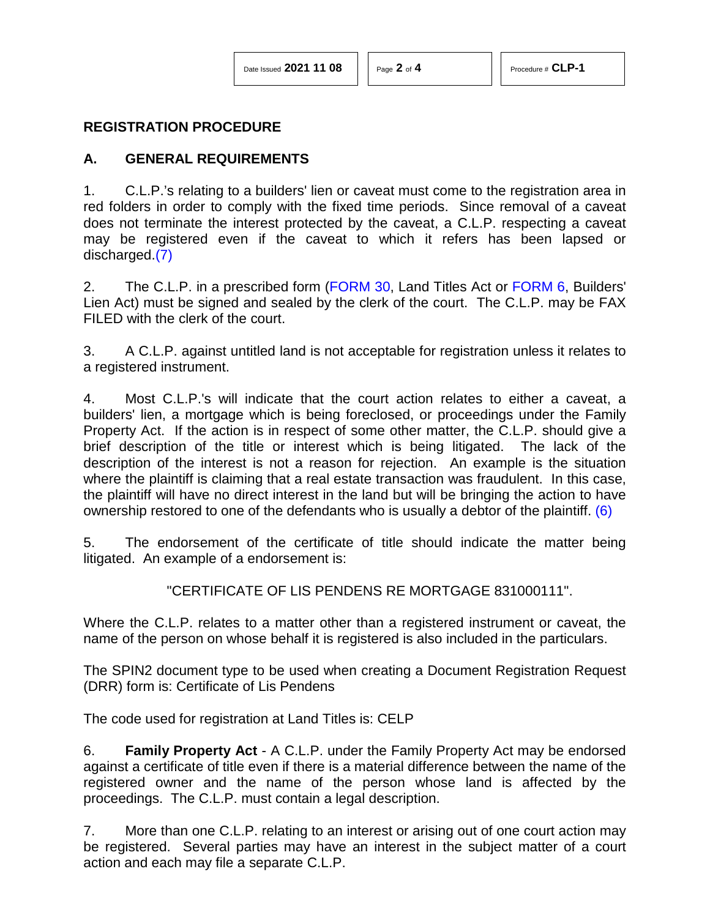## REGISTRATION PROCEDURE

## A. GENERAL REQUIREMENTS

1. C.L.P.'s relating to a builders' lien or caveat must come to the registration area in red folders in order to comply with the fixed time periods. Since removal of a caveat does not terminate the interest protected by the caveat, a C.L.P. respecting a caveat may be registered even if the caveat to which it refers has been lapsed or discharged.(7)

2. The C.L.P. in a prescribed form (FORM 30, Land Titles Act or FORM 6, Builders' Lien Act) must be signed and sealed by the clerk of the court. The C.L.P. may be FAX FILED with the clerk of the court.

3. A C.L.P. against untitled land is not acceptable for registration unless it relates to a registered instrument.

4. Most C.L.P.'s will indicate that the court action relates to either a caveat, a builders' lien, a mortgage which is being foreclosed, or proceedings under the Family Property Act. If the action is in respect of some other matter, the C.L.P. should give a brief description of the title or interest which is being litigated. The lack of the description of the interest is not a reason for rejection. An example is the situation where the plaintiff is claiming that a real estate transaction was fraudulent. In this case, the plaintiff will have no direct interest in the land but will be bringing the action to have ownership restored to one of the defendants who is usually a debtor of the plaintiff. (6)

5. The endorsement of the certificate of title should indicate the matter being litigated. An example of a endorsement is:

"CERTIFICATE OF LIS PENDENS RE MORTGAGE 831000111".

Where the C.L.P. relates to a matter other than a registered instrument or caveat, the name of the person on whose behalf it is registered is also included in the particulars.

The SPIN2 document type to be used when creating a Document Registration Request (DRR) form is: Certificate of Lis Pendens

The code used for registration at Land Titles is: CELP

6. **Family Property Act** - A C.L.P. under the Family Property Act may be endorsed against a certificate of title even if there is a material difference between the name of the registered owner and the name of the person whose land is affected by the proceedings. The C.L.P. must contain a legal description.

7. More than one C.L.P. relating to an interest or arising out of one court action may be registered. Several parties may have an interest in the subject matter of a court action and each may file a separate C.L.P.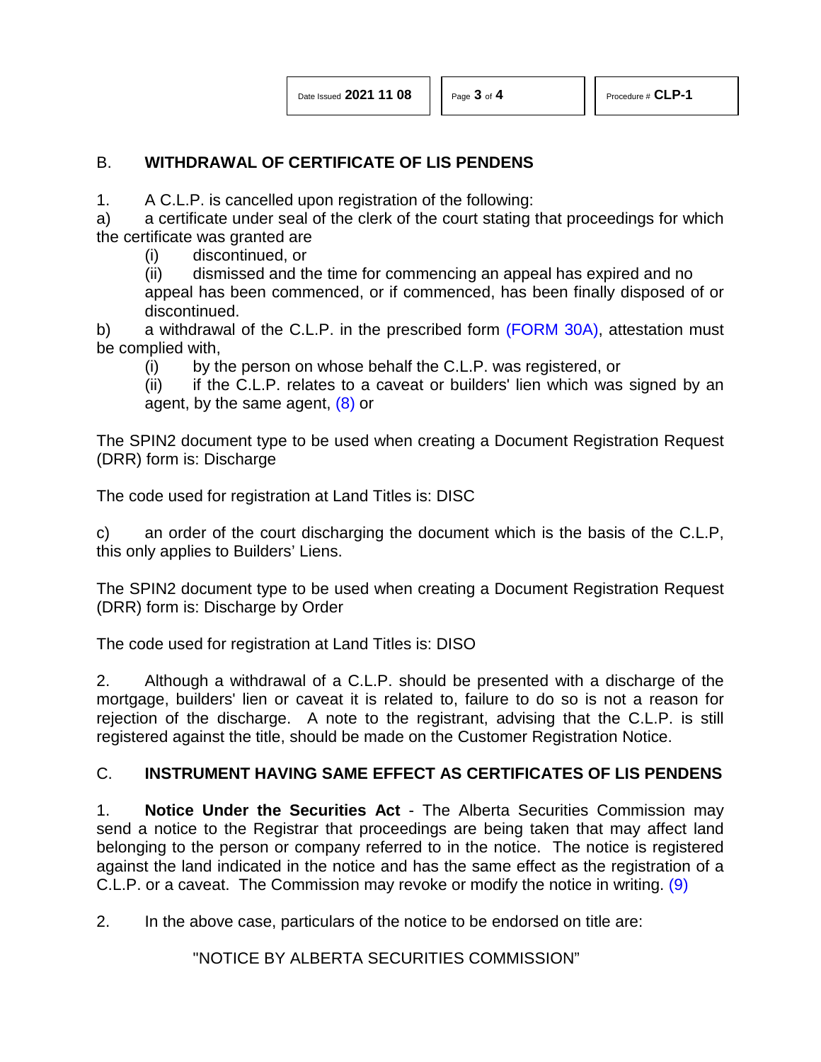## B. WITHDRAWAL OF CERTIFICATE OF LIS PENDENS

1. A C.L.P. is cancelled upon registration of the following:

a) a certificate under seal of the clerk of the court stating that proceedings for which the certificate was granted are

  (i) discontinued, or

  (ii) dismissed and the time for commencing an appeal has expired and no appeal has been commenced, or if commenced, has been finally disposed of or discontinued.

b) a withdrawal of the C.L.P. in the prescribed form (FORM 30A), attestation must be complied with,

  (i) by the person on whose behalf the C.L.P. was registered, or

  (ii) if the C.L.P. relates to a caveat or builders' lien which was signed by an agent, by the same agent, (8) or

The SPIN2 document type to be used when creating a Document Registration Request (DRR) form is: Discharge

The code used for registration at Land Titles is: DISC

c) an order of the court discharging the document which is the basis of the C.L.P, this only applies to Builders' Liens.

The SPIN2 document type to be used when creating a Document Registration Request (DRR) form is: Discharge by Order

The code used for registration at Land Titles is: DISO

2. Although a withdrawal of a C.L.P. should be presented with a discharge of the mortgage, builders' lien or caveat it is related to, failure to do so is not a reason for rejection of the discharge. A note to the registrant, advising that the C.L.P. is still registered against the title, should be made on the Customer Registration Notice.

## C. INSTRUMENT HAVING SAME EFFECT AS CERTIFICATES OF LIS PENDENS

1. **Notice Under the Securities Act** - The Alberta Securities Commission may send a notice to the Registrar that proceedings are being taken that may affect land belonging to the person or company referred to in the notice. The notice is registered against the land indicated in the notice and has the same effect as the registration of a C.L.P. or a caveat. The Commission may revoke or modify the notice in writing. (9)

2. In the above case, particulars of the notice to be endorsed on title are:

  "NOTICE BY ALBERTA SECURITIES COMMISSION"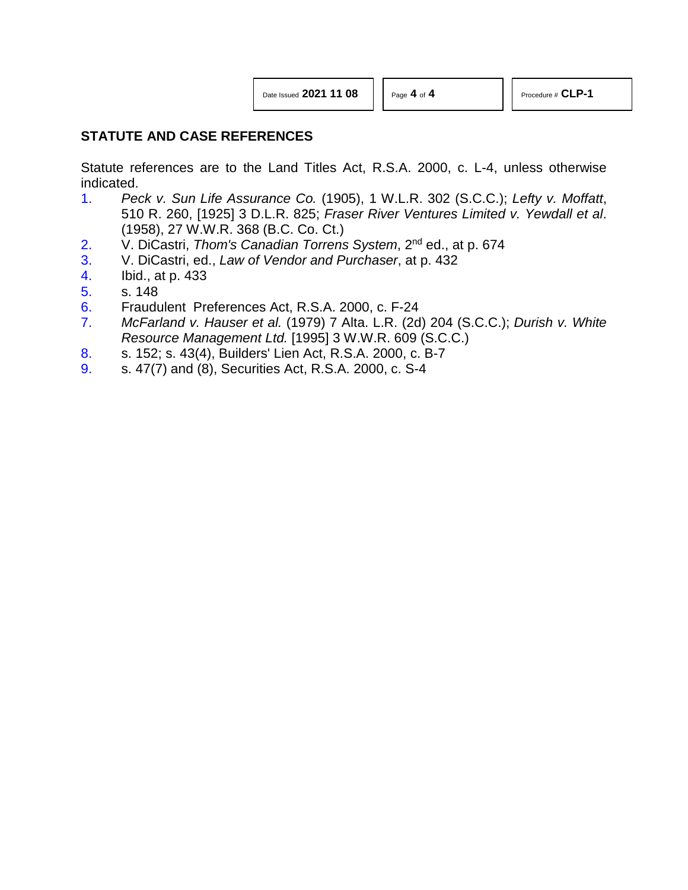## STATUTE AND CASE REFERENCES

Statute references are to the Land Titles Act, R.S.A. 2000, c. L-4, unless otherwise indicated.

1. *Peck v. Sun Life Assurance Co.* (1905), 1 W.L.R. 302 (S.C.C.); *Lefty v. Moffatt*, 510 R. 260, [1925] 3 D.L.R. 825; *Fraser River Ventures Limited v. Yewdall et al*. (1958), 27 W.W.R. 368 (B.C. Co. Ct.)
2. V. DiCastri, *Thom's Canadian Torrens System*, 2nd ed., at p. 674
3. V. DiCastri, ed., *Law of Vendor and Purchaser*, at p. 432
4. Ibid., at p. 433
5. s. 148
6. Fraudulent Preferences Act, R.S.A. 2000, c. F-24
7. *McFarland v. Hauser et al.* (1979) 7 Alta. L.R. (2d) 204 (S.C.C.); *Durish v. White Resource Management Ltd.* [1995] 3 W.W.R. 609 (S.C.C.)
8. s. 152; s. 43(4), Builders' Lien Act, R.S.A. 2000, c. B-7
9. s. 47(7) and (8), Securities Act, R.S.A. 2000, c. S-4